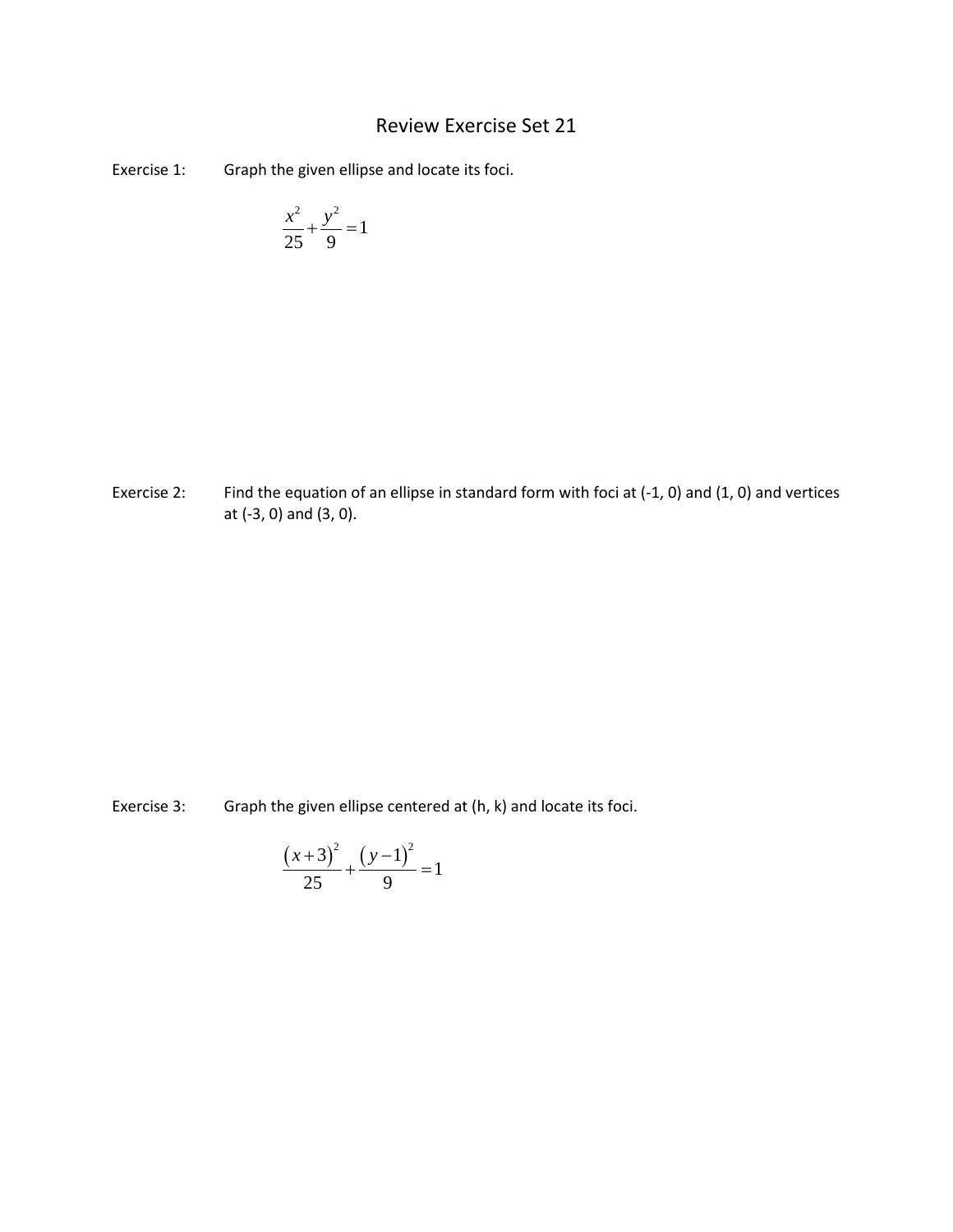# Review Exercise Set 21

Exercise 1: Graph the given ellipse and locate its foci.

$$\frac{x^2}{25} + \frac{y^2}{9} = 1$$

Exercise 2: Find the equation of an ellipse in standard form with foci at (-1, 0) and (1, 0) and vertices at (-3, 0) and (3, 0).

Exercise 3: Graph the given ellipse centered at (h, k) and locate its foci.

$$\frac{(x+3)^2}{25} + \frac{(y-1)^2}{9} = 1$$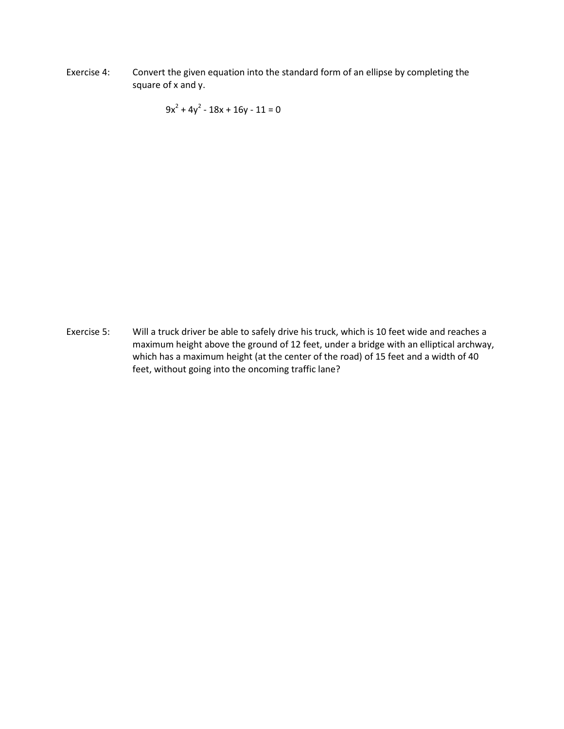Exercise 4: Convert the given equation into the standard form of an ellipse by completing the square of x and y.

$$9x^2 + 4y^2 - 18x + 16y - 11 = 0$$

Exercise 5: Will a truck driver be able to safely drive his truck, which is 10 feet wide and reaches a maximum height above the ground of 12 feet, under a bridge with an elliptical archway, which has a maximum height (at the center of the road) of 15 feet and a width of 40 feet, without going into the oncoming traffic lane?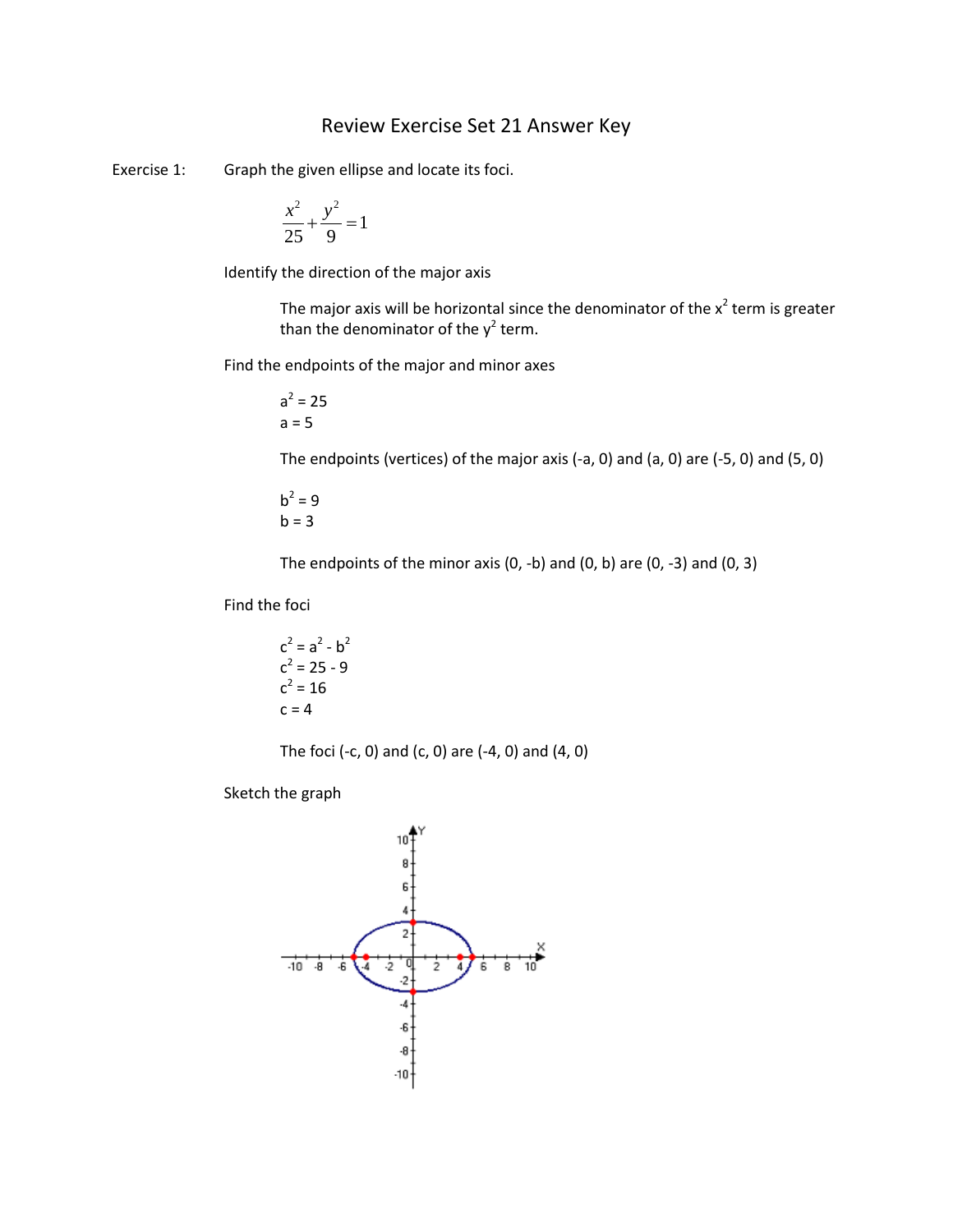# Review Exercise Set 21 Answer Key

Exercise 1: Graph the given ellipse and locate its foci.

$$\frac{x^2}{25}+\frac{y^2}{9}=1$$

Identify the direction of the major axis

The major axis will be horizontal since the denominator of the $x^2$ term is greater than the denominator of the $y^2$ term.

Find the endpoints of the major and minor axes

$a^2 = 25$
$a = 5$

The endpoints (vertices) of the major axis (-a, 0) and (a, 0) are (-5, 0) and (5, 0)

$b^2 = 9$
$b = 3$

The endpoints of the minor axis (0, -b) and (0, b) are (0, -3) and (0, 3)

Find the foci

$c^2 = a^2 - b^2$
$c^2 = 25 - 9$
$c^2 = 16$
$c = 4$

The foci (-c, 0) and (c, 0) are (-4, 0) and (4, 0)

Sketch the graph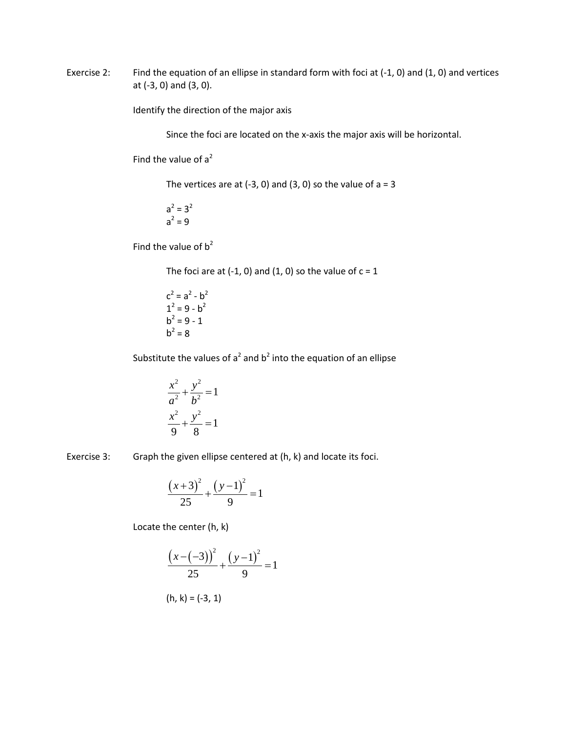Exercise 2: Find the equation of an ellipse in standard form with foci at (-1, 0) and (1, 0) and vertices at (-3, 0) and (3, 0).

Identify the direction of the major axis

Since the foci are located on the x-axis the major axis will be horizontal.

Find the value of $a^2$

The vertices are at (-3, 0) and (3, 0) so the value of a = 3

$a^2 = 3^2$
$a^2 = 9$

Find the value of $b^2$

The foci are at (-1, 0) and (1, 0) so the value of c = 1

$c^2 = a^2 - b^2$
$1^2 = 9 - b^2$
$b^2 = 9 - 1$
$b^2 = 8$

Substitute the values of $a^2$ and $b^2$ into the equation of an ellipse

$$\frac{x^2}{a^2} + \frac{y^2}{b^2} = 1$$

$$\frac{x^2}{9} + \frac{y^2}{8} = 1$$

Exercise 3: Graph the given ellipse centered at (h, k) and locate its foci.

$$\frac{(x+3)^2}{25} + \frac{(y-1)^2}{9} = 1$$

Locate the center (h, k)

$$\frac{(x-(-3))^2}{25} + \frac{(y-1)^2}{9} = 1$$

(h, k) = (-3, 1)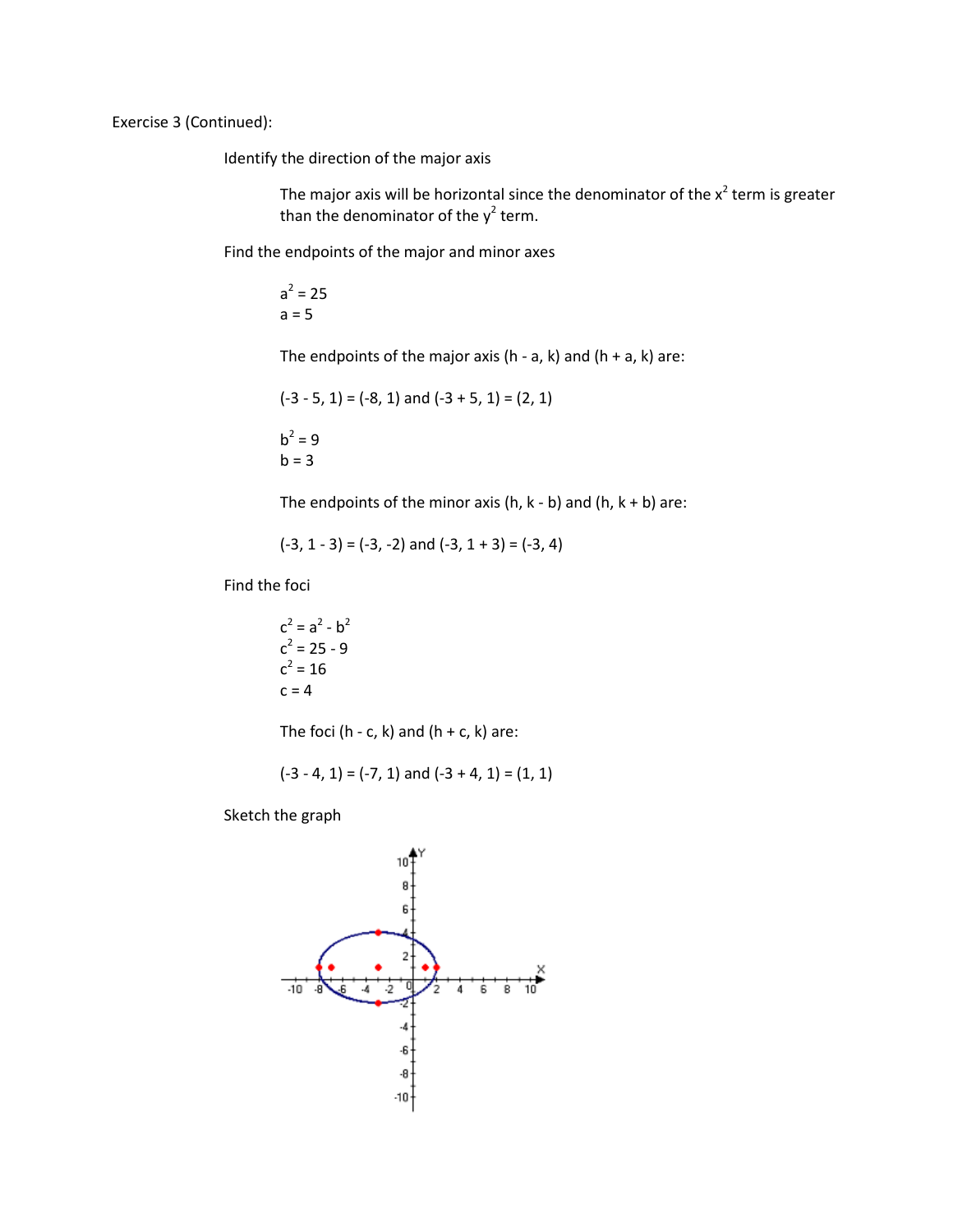Exercise 3 (Continued):

Identify the direction of the major axis

The major axis will be horizontal since the denominator of the $x^2$ term is greater than the denominator of the $y^2$ term.

Find the endpoints of the major and minor axes

$a^2 = 25$
$a = 5$

The endpoints of the major axis $(h - a, k)$ and $(h + a, k)$ are:

$(-3 - 5, 1) = (-8, 1)$ and $(-3 + 5, 1) = (2, 1)$

$b^2 = 9$
$b = 3$

The endpoints of the minor axis $(h, k - b)$ and $(h, k + b)$ are:

$(-3, 1 - 3) = (-3, -2)$ and $(-3, 1 + 3) = (-3, 4)$

Find the foci

$c^2 = a^2 - b^2$
$c^2 = 25 - 9$
$c^2 = 16$
$c = 4$

The foci $(h - c, k)$ and $(h + c, k)$ are:

$(-3 - 4, 1) = (-7, 1)$ and $(-3 + 4, 1) = (1, 1)$

Sketch the graph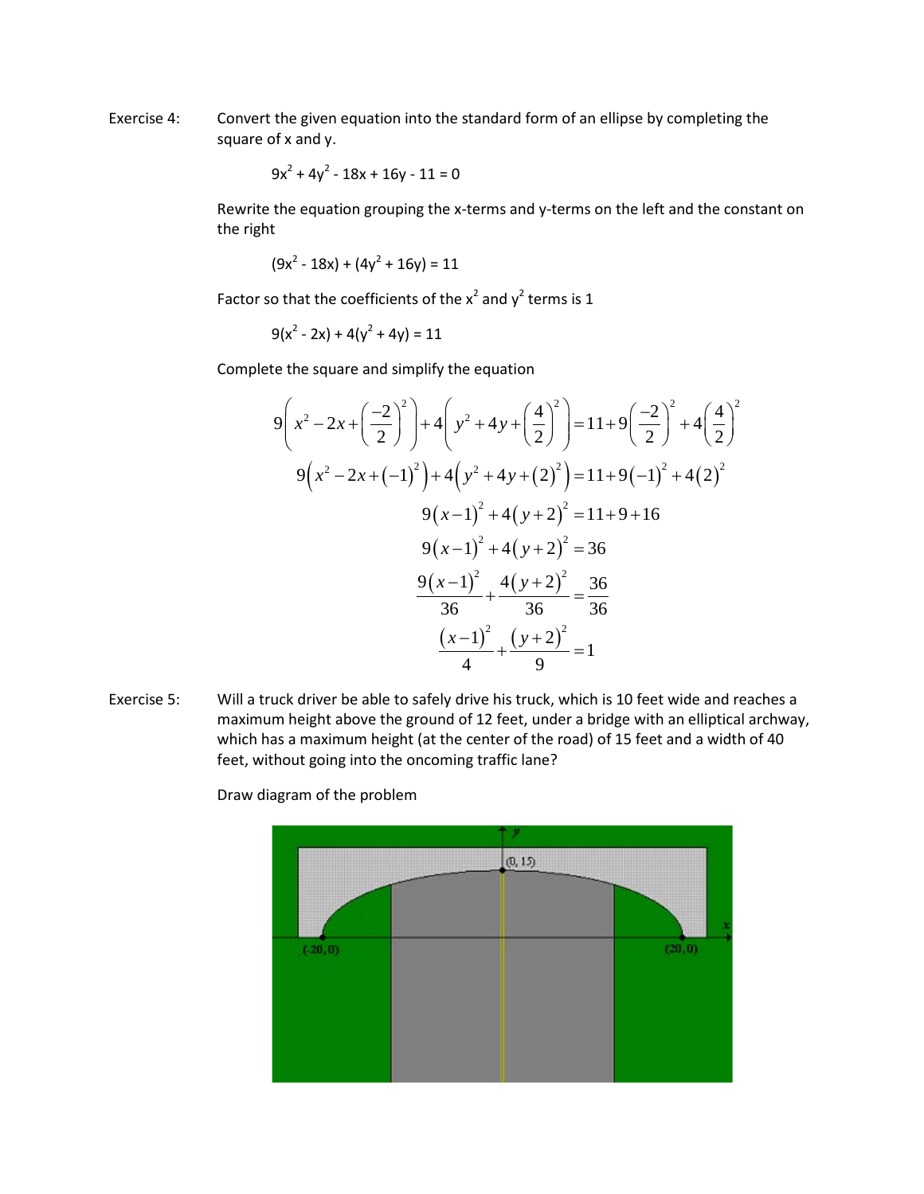Exercise 4: Convert the given equation into the standard form of an ellipse by completing the square of x and y.

$$9x^2 + 4y^2 - 18x + 16y - 11 = 0$$

Rewrite the equation grouping the x-terms and y-terms on the left and the constant on the right

$$(9x^2 - 18x) + (4y^2 + 16y) = 11$$

Factor so that the coefficients of the $x^2$ and $y^2$ terms is 1

$$9(x^2 - 2x) + 4(y^2 + 4y) = 11$$

Complete the square and simplify the equation

$$9\left(x^2 - 2x + \left(\frac{-2}{2}\right)^2\right) + 4\left(y^2 + 4y + \left(\frac{4}{2}\right)^2\right) = 11 + 9\left(\frac{-2}{2}\right)^2 + 4\left(\frac{4}{2}\right)^2$$

$$9\left(x^2 - 2x + (-1)^2\right) + 4\left(y^2 + 4y + (2)^2\right) = 11 + 9(-1)^2 + 4(2)^2$$

$$9(x-1)^2 + 4(y+2)^2 = 11 + 9 + 16$$

$$9(x-1)^2 + 4(y+2)^2 = 36$$

$$\frac{9(x-1)^2}{36} + \frac{4(y+2)^2}{36} = \frac{36}{36}$$

$$\frac{(x-1)^2}{4} + \frac{(y+2)^2}{9} = 1$$

Exercise 5: Will a truck driver be able to safely drive his truck, which is 10 feet wide and reaches a maximum height above the ground of 12 feet, under a bridge with an elliptical archway, which has a maximum height (at the center of the road) of 15 feet and a width of 40 feet, without going into the oncoming traffic lane?

Draw diagram of the problem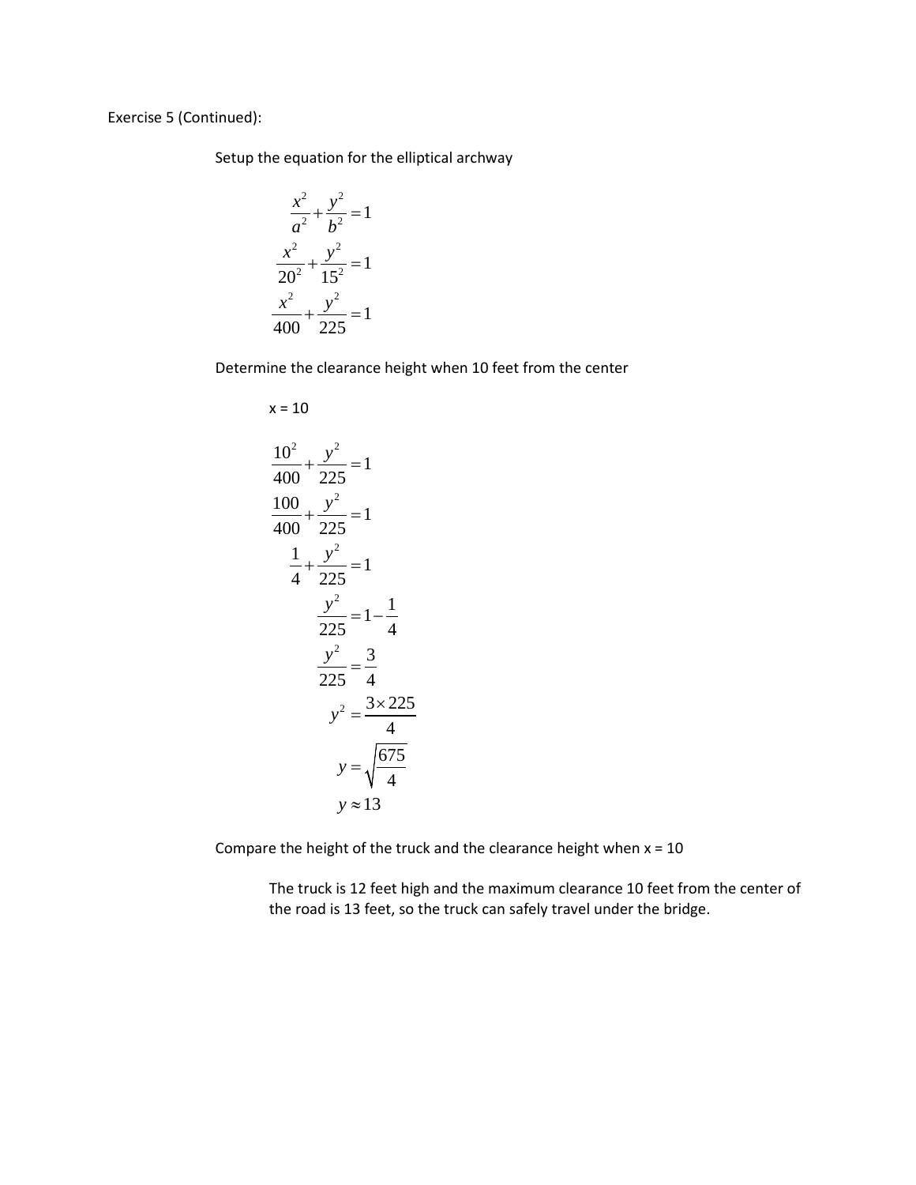Exercise 5 (Continued):

Setup the equation for the elliptical archway

$$\frac{x^2}{a^2}+\frac{y^2}{b^2}=1$$

$$\frac{x^2}{20^2}+\frac{y^2}{15^2}=1$$

$$\frac{x^2}{400}+\frac{y^2}{225}=1$$

Determine the clearance height when 10 feet from the center

x = 10

$$\frac{10^2}{400}+\frac{y^2}{225}=1$$

$$\frac{100}{400}+\frac{y^2}{225}=1$$

$$\frac{1}{4}+\frac{y^2}{225}=1$$

$$\frac{y^2}{225}=1-\frac{1}{4}$$

$$\frac{y^2}{225}=\frac{3}{4}$$

$$y^2=\frac{3\times 225}{4}$$

$$y=\sqrt{\frac{675}{4}}$$

$$y\approx 13$$

Compare the height of the truck and the clearance height when x = 10

The truck is 12 feet high and the maximum clearance 10 feet from the center of the road is 13 feet, so the truck can safely travel under the bridge.